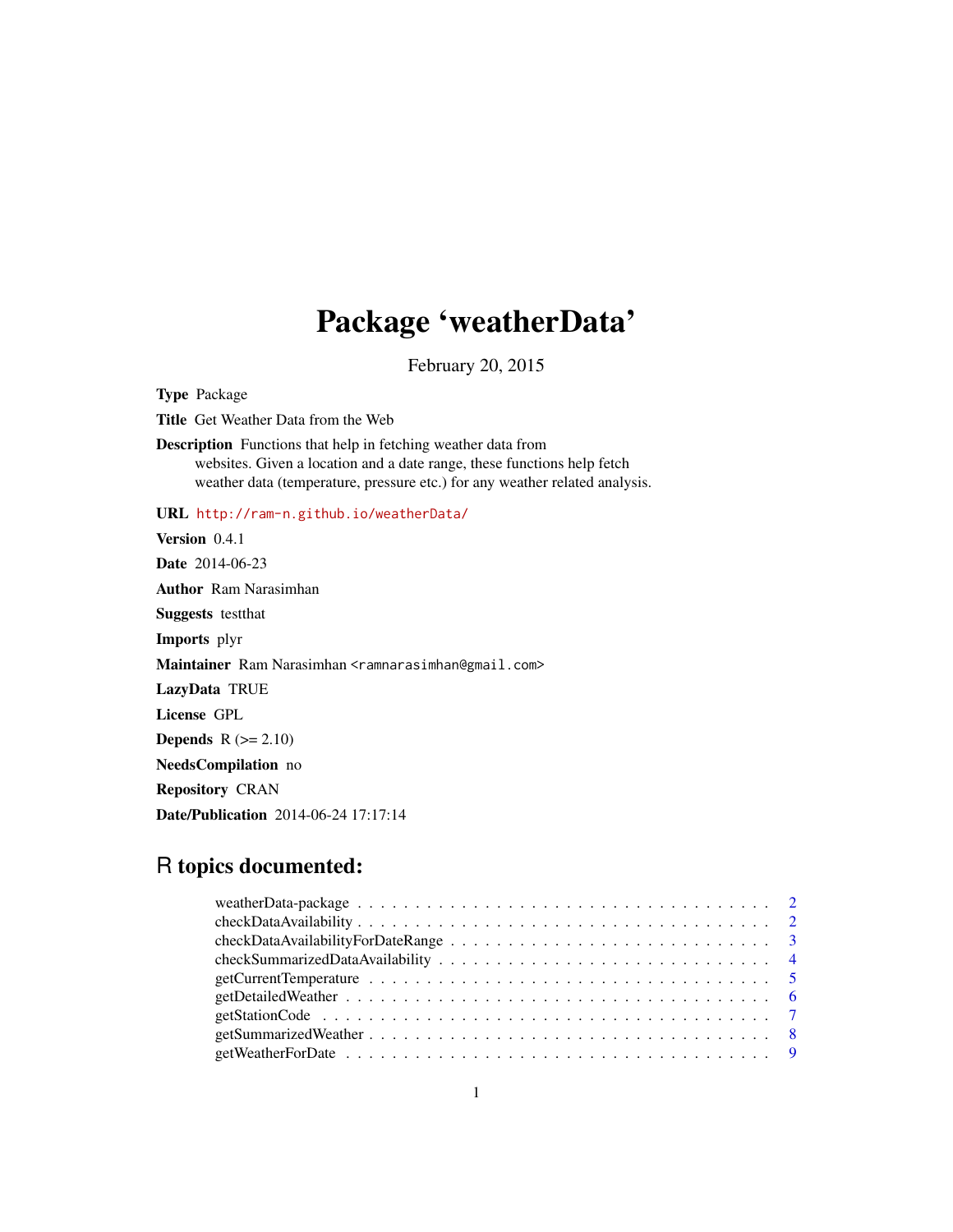# Package 'weatherData'

February 20, 2015

**Type** Package

**Title** Get Weather Data from the Web

**Description** Functions that help in fetching weather data from websites. Given a location and a date range, these functions help fetch weather data (temperature, pressure etc.) for any weather related analysis.

**URL** http://ram-n.github.io/weatherData/

**Version** 0.4.1

**Date** 2014-06-23

**Author** Ram Narasimhan

**Suggests** testthat

**Imports** plyr

**Maintainer** Ram Narasimhan <ramnarasimhan@gmail.com>

**LazyData** TRUE

**License** GPL

**Depends** R (>= 2.10)

**NeedsCompilation** no

**Repository** CRAN

**Date/Publication** 2014-06-24 17:17:14

## R topics documented:

- weatherData-package . . . . . . . . . . . . . . . . . . . . . . . . . . . . . . . . . 2
- checkDataAvailability . . . . . . . . . . . . . . . . . . . . . . . . . . . . . . . . . 2
- checkDataAvailabilityForDateRange . . . . . . . . . . . . . . . . . . . . . . . . . . 3
- checkSummarizedDataAvailability . . . . . . . . . . . . . . . . . . . . . . . . . . . 4
- getCurrentTemperature . . . . . . . . . . . . . . . . . . . . . . . . . . . . . . . . . 5
- getDetailedWeather . . . . . . . . . . . . . . . . . . . . . . . . . . . . . . . . . . 6
- getStationCode . . . . . . . . . . . . . . . . . . . . . . . . . . . . . . . . . . . . 7
- getSummarizedWeather . . . . . . . . . . . . . . . . . . . . . . . . . . . . . . . . 8
- getWeatherForDate . . . . . . . . . . . . . . . . . . . . . . . . . . . . . . . . . . 9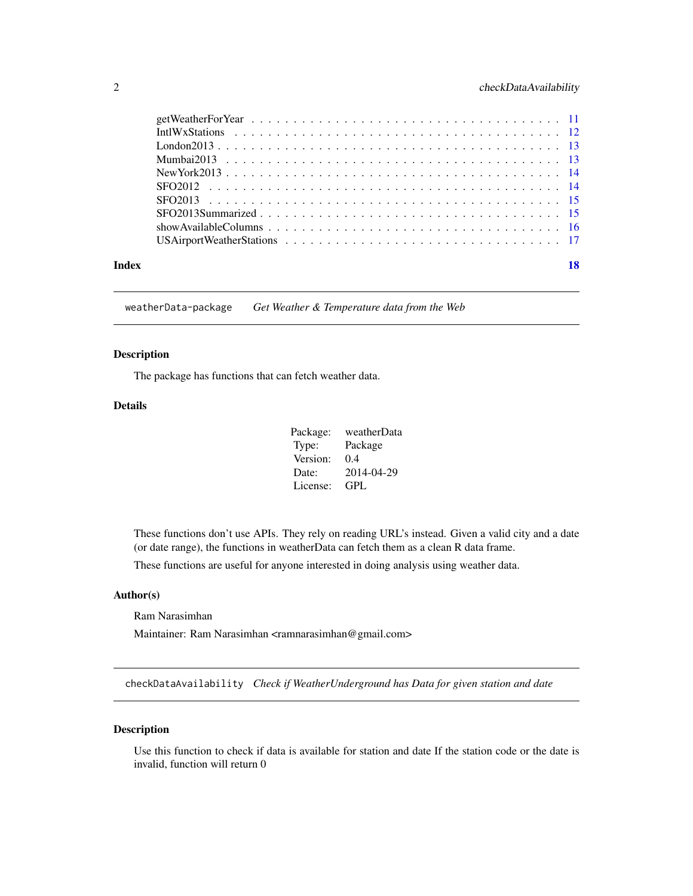getWeatherForYear . . . . . . . . . . . . . . . . . . . . . . . . . . . . . . . . . . . 11
IntlWxStations . . . . . . . . . . . . . . . . . . . . . . . . . . . . . . . . . . . . 12
London2013 . . . . . . . . . . . . . . . . . . . . . . . . . . . . . . . . . . . . . . 13
Mumbai2013 . . . . . . . . . . . . . . . . . . . . . . . . . . . . . . . . . . . . . . 13
NewYork2013 . . . . . . . . . . . . . . . . . . . . . . . . . . . . . . . . . . . . . 14
SFO2012 . . . . . . . . . . . . . . . . . . . . . . . . . . . . . . . . . . . . . . . . 14
SFO2013 . . . . . . . . . . . . . . . . . . . . . . . . . . . . . . . . . . . . . . . . 15
SFO2013Summarized . . . . . . . . . . . . . . . . . . . . . . . . . . . . . . . . . . 15
showAvailableColumns . . . . . . . . . . . . . . . . . . . . . . . . . . . . . . . . . 16
USAirportWeatherStations . . . . . . . . . . . . . . . . . . . . . . . . . . . . . . . 17

**Index** **18**

---

## weatherData-package *Get Weather & Temperature data from the Web*

### Description

The package has functions that can fetch weather data.

### Details

| | |
|---|---|
| Package: | weatherData |
| Type: | Package |
| Version: | 0.4 |
| Date: | 2014-04-29 |
| License: | GPL |

These functions don't use APIs. They rely on reading URL's instead. Given a valid city and a date (or date range), the functions in weatherData can fetch them as a clean R data frame.

These functions are useful for anyone interested in doing analysis using weather data.

### Author(s)

Ram Narasimhan

Maintainer: Ram Narasimhan <ramnarasimhan@gmail.com>

---

## checkDataAvailability *Check if WeatherUnderground has Data for given station and date*

### Description

Use this function to check if data is available for station and date If the station code or the date is invalid, function will return 0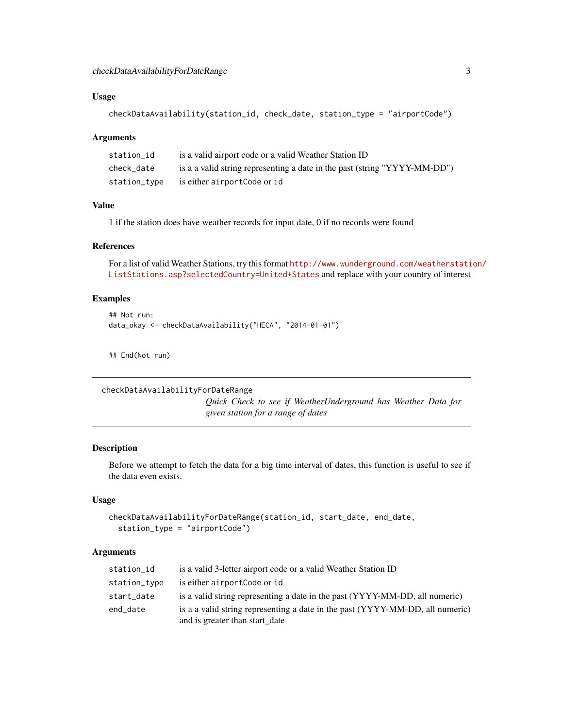### Usage

```
checkDataAvailability(station_id, check_date, station_type = "airportCode")
```

### Arguments

| | |
|---|---|
| station_id | is a valid airport code or a valid Weather Station ID |
| check_date | is a a valid string representing a date in the past (string "YYYY-MM-DD") |
| station_type | is either airportCode or id |

### Value

1 if the station does have weather records for input date, 0 if no records were found

### References

For a list of valid Weather Stations, try this format http://www.wunderground.com/weatherstation/ListStations.asp?selectedCountry=United+States and replace with your country of interest

### Examples

```
## Not run:
data_okay <- checkDataAvailability("HECA", "2014-01-01")


## End(Not run)
```

---

## checkDataAvailabilityForDateRange

*Quick Check to see if WeatherUnderground has Weather Data for given station for a range of dates*

---

### Description

Before we attempt to fetch the data for a big time interval of dates, this function is useful to see if the data even exists.

### Usage

```
checkDataAvailabilityForDateRange(station_id, start_date, end_date,
  station_type = "airportCode")
```

### Arguments

| | |
|---|---|
| station_id | is a valid 3-letter airport code or a valid Weather Station ID |
| station_type | is either airportCode or id |
| start_date | is a valid string representing a date in the past (YYYY-MM-DD, all numeric) |
| end_date | is a a valid string representing a date in the past (YYYY-MM-DD, all numeric) and is greater than start_date |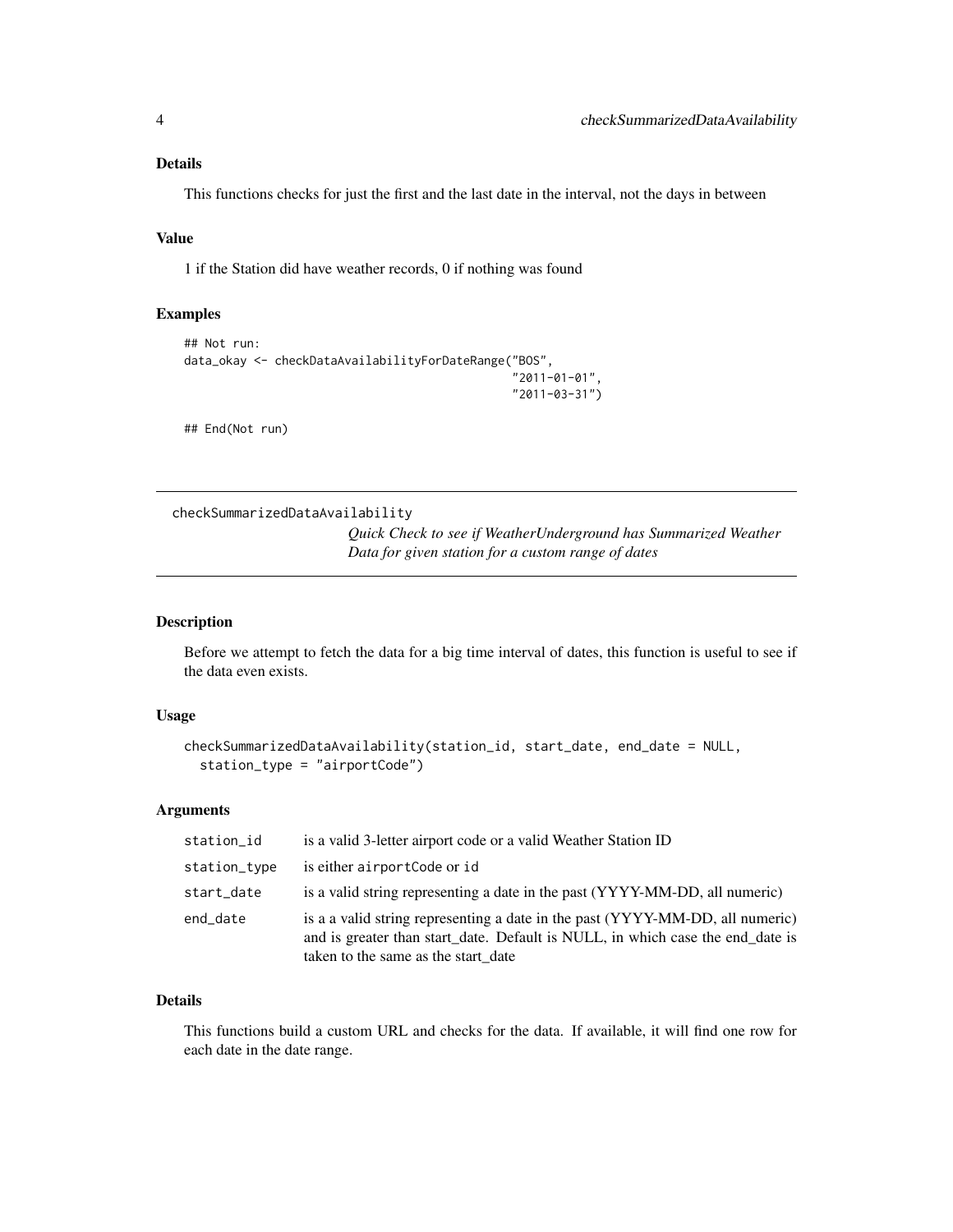### Details

This functions checks for just the first and the last date in the interval, not the days in between

### Value

1 if the Station did have weather records, 0 if nothing was found

### Examples

```
## Not run:
data_okay <- checkDataAvailabilityForDateRange("BOS",
                                               "2011-01-01",
                                               "2011-03-31")

## End(Not run)
```

---

## checkSummarizedDataAvailability

*Quick Check to see if WeatherUnderground has Summarized Weather Data for given station for a custom range of dates*

---

### Description

Before we attempt to fetch the data for a big time interval of dates, this function is useful to see if the data even exists.

### Usage

```
checkSummarizedDataAvailability(station_id, start_date, end_date = NULL,
  station_type = "airportCode")
```

### Arguments

| | |
|---|---|
| `station_id` | is a valid 3-letter airport code or a valid Weather Station ID |
| `station_type` | is either `airportCode` or `id` |
| `start_date` | is a valid string representing a date in the past (YYYY-MM-DD, all numeric) |
| `end_date` | is a a valid string representing a date in the past (YYYY-MM-DD, all numeric) and is greater than start_date. Default is NULL, in which case the end_date is taken to the same as the start_date |

### Details

This functions build a custom URL and checks for the data. If available, it will find one row for each date in the date range.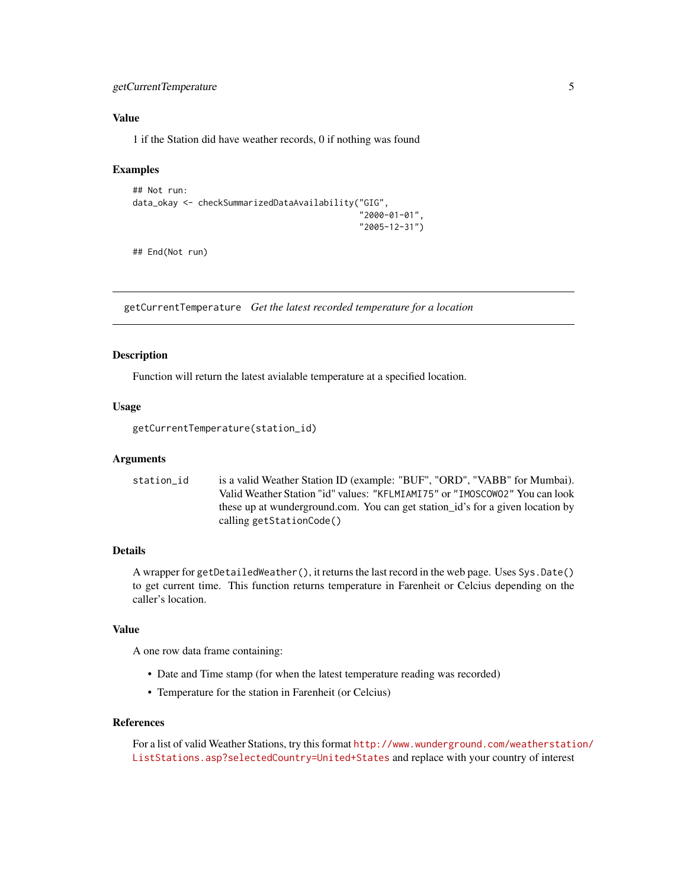### Value

1 if the Station did have weather records, 0 if nothing was found

### Examples

```
## Not run:
data_okay <- checkSummarizedDataAvailability("GIG",
                                              "2000-01-01",
                                              "2005-12-31")

## End(Not run)
```

---

## getCurrentTemperature *Get the latest recorded temperature for a location*

---

### Description

Function will return the latest avialable temperature at a specified location.

### Usage

```
getCurrentTemperature(station_id)
```

### Arguments

| | |
|---|---|
| station_id | is a valid Weather Station ID (example: "BUF", "ORD", "VABB" for Mumbai). Valid Weather Station "id" values: "KFLMIAMI75" or "IMOSCOWO2" You can look these up at wunderground.com. You can get station_id's for a given location by calling `getStationCode()` |

### Details

A wrapper for `getDetailedWeather()`, it returns the last record in the web page. Uses `Sys.Date()` to get current time. This function returns temperature in Farenheit or Celcius depending on the caller's location.

### Value

A one row data frame containing:

- Date and Time stamp (for when the latest temperature reading was recorded)
- Temperature for the station in Farenheit (or Celcius)

### References

For a list of valid Weather Stations, try this format http://www.wunderground.com/weatherstation/ListStations.asp?selectedCountry=United+States and replace with your country of interest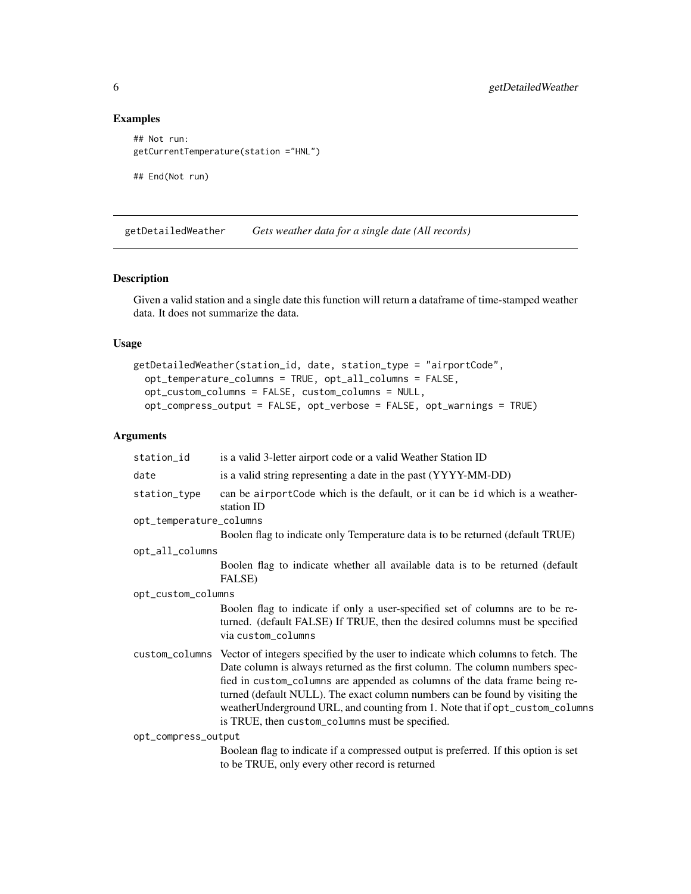### Examples

```
## Not run:
getCurrentTemperature(station ="HNL")

## End(Not run)
```

## getDetailedWeather *Gets weather data for a single date (All records)*

### Description

Given a valid station and a single date this function will return a dataframe of time-stamped weather data. It does not summarize the data.

### Usage

```
getDetailedWeather(station_id, date, station_type = "airportCode",
  opt_temperature_columns = TRUE, opt_all_columns = FALSE,
  opt_custom_columns = FALSE, custom_columns = NULL,
  opt_compress_output = FALSE, opt_verbose = FALSE, opt_warnings = TRUE)
```

### Arguments

`station_id` is a valid 3-letter airport code or a valid Weather Station ID

`date` is a valid string representing a date in the past (YYYY-MM-DD)

`station_type` can be `airportCode` which is the default, or it can be `id` which is a weather-station ID

`opt_temperature_columns`
Boolen flag to indicate only Temperature data is to be returned (default TRUE)

`opt_all_columns`
Boolen flag to indicate whether all available data is to be returned (default FALSE)

`opt_custom_columns`
Boolen flag to indicate if only a user-specified set of columns are to be returned. (default FALSE) If TRUE, then the desired columns must be specified via `custom_columns`

`custom_columns` Vector of integers specified by the user to indicate which columns to fetch. The Date column is always returned as the first column. The column numbers specfied in `custom_columns` are appended as columns of the data frame being returned (default NULL). The exact column numbers can be found by visiting the weatherUnderground URL, and counting from 1. Note that if `opt_custom_columns` is TRUE, then `custom_columns` must be specified.

`opt_compress_output`
Boolean flag to indicate if a compressed output is preferred. If this option is set to be TRUE, only every other record is returned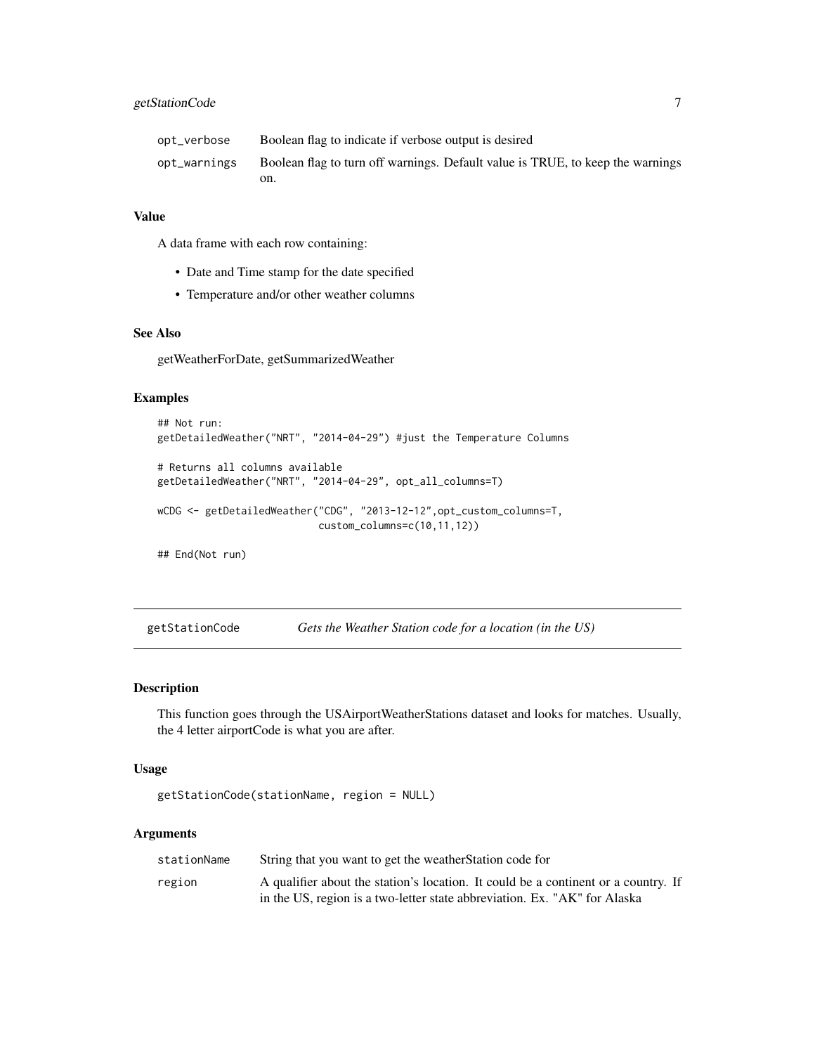| | |
|---|---|
| opt_verbose | Boolean flag to indicate if verbose output is desired |
| opt_warnings | Boolean flag to turn off warnings. Default value is TRUE, to keep the warnings on. |

### Value

A data frame with each row containing:

- Date and Time stamp for the date specified
- Temperature and/or other weather columns

### See Also

getWeatherForDate, getSummarizedWeather

### Examples

```
## Not run:
getDetailedWeather("NRT", "2014-04-29") #just the Temperature Columns

# Returns all columns available
getDetailedWeather("NRT", "2014-04-29", opt_all_columns=T)

wCDG <- getDetailedWeather("CDG", "2013-12-12",opt_custom_columns=T,
                          custom_columns=c(10,11,12))

## End(Not run)
```

---

## getStationCode — *Gets the Weather Station code for a location (in the US)*

### Description

This function goes through the USAirportWeatherStations dataset and looks for matches. Usually, the 4 letter airportCode is what you are after.

### Usage

```
getStationCode(stationName, region = NULL)
```

### Arguments

| | |
|---|---|
| stationName | String that you want to get the weatherStation code for |
| region | A qualifier about the station's location. It could be a continent or a country. If in the US, region is a two-letter state abbreviation. Ex. "AK" for Alaska |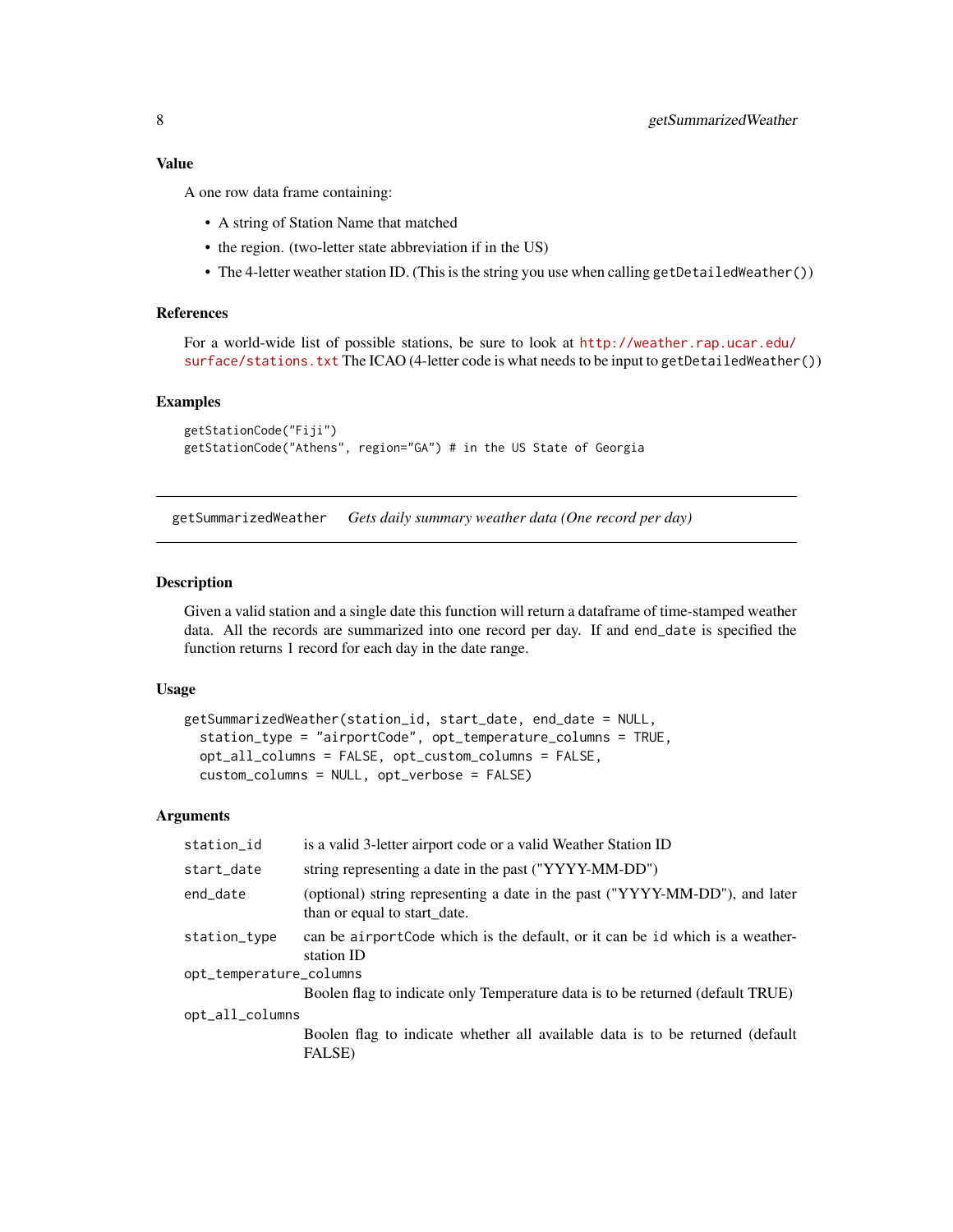### Value

A one row data frame containing:

- A string of Station Name that matched
- the region. (two-letter state abbreviation if in the US)
- The 4-letter weather station ID. (This is the string you use when calling `getDetailedWeather()`)

### References

For a world-wide list of possible stations, be sure to look at http://weather.rap.ucar.edu/surface/stations.txt The ICAO (4-letter code is what needs to be input to `getDetailedWeather()`)

### Examples

```
getStationCode("Fiji")
getStationCode("Athens", region="GA") # in the US State of Georgia
```

---

## getSummarizedWeather    *Gets daily summary weather data (One record per day)*

---

### Description

Given a valid station and a single date this function will return a dataframe of time-stamped weather data. All the records are summarized into one record per day. If and `end_date` is specified the function returns 1 record for each day in the date range.

### Usage

```
getSummarizedWeather(station_id, start_date, end_date = NULL,
  station_type = "airportCode", opt_temperature_columns = TRUE,
  opt_all_columns = FALSE, opt_custom_columns = FALSE,
  custom_columns = NULL, opt_verbose = FALSE)
```

### Arguments

| | |
|---|---|
| `station_id` | is a valid 3-letter airport code or a valid Weather Station ID |
| `start_date` | string representing a date in the past ("YYYY-MM-DD") |
| `end_date` | (optional) string representing a date in the past ("YYYY-MM-DD"), and later than or equal to start_date. |
| `station_type` | can be `airportCode` which is the default, or it can be `id` which is a weather-station ID |
| `opt_temperature_columns` | Boolen flag to indicate only Temperature data is to be returned (default TRUE) |
| `opt_all_columns` | Boolen flag to indicate whether all available data is to be returned (default FALSE) |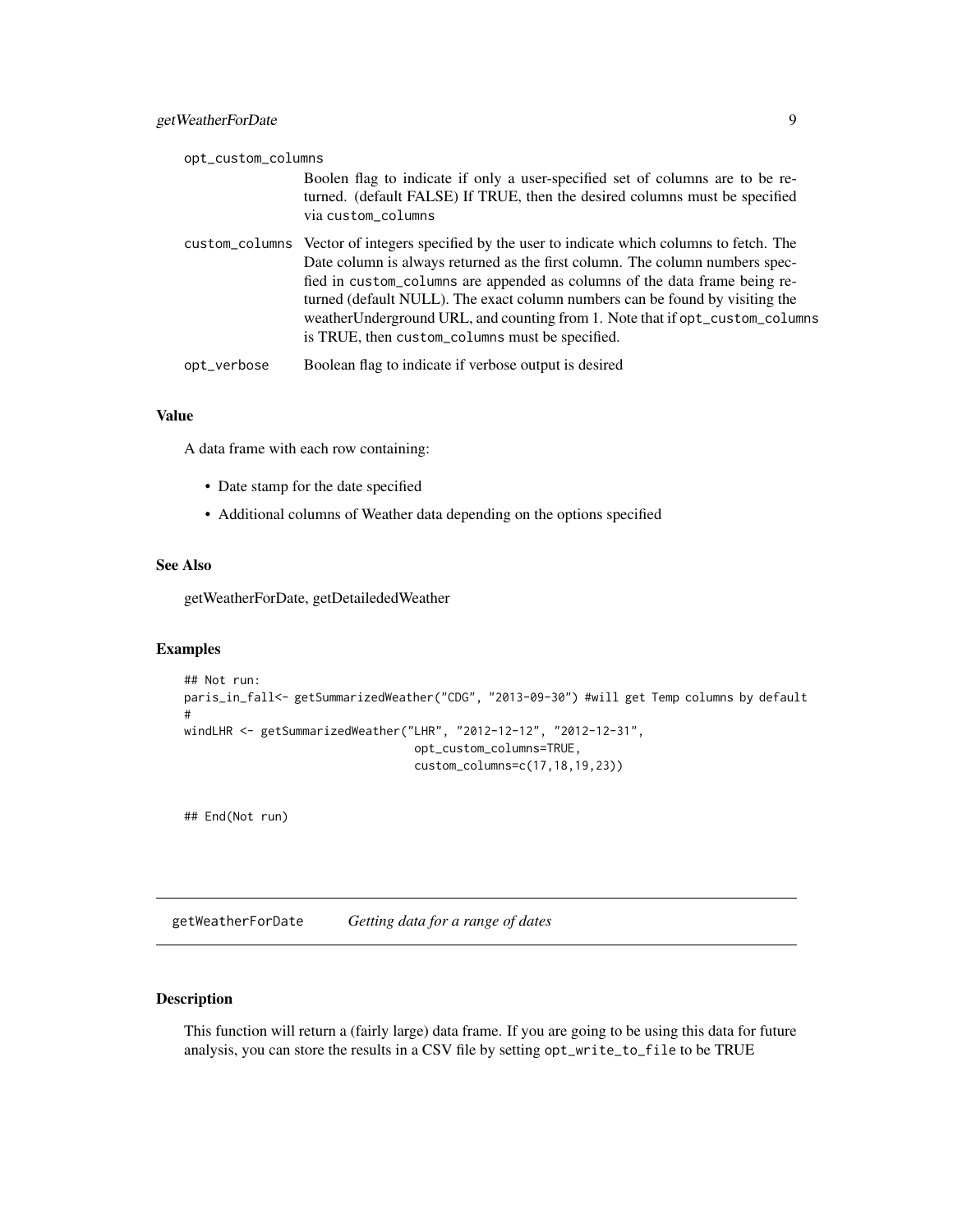opt_custom_columns
: Boolen flag to indicate if only a user-specified set of columns are to be returned. (default FALSE) If TRUE, then the desired columns must be specified via custom_columns

custom_columns
: Vector of integers specified by the user to indicate which columns to fetch. The Date column is always returned as the first column. The column numbers specified in custom_columns are appended as columns of the data frame being returned (default NULL). The exact column numbers can be found by visiting the weatherUnderground URL, and counting from 1. Note that if opt_custom_columns is TRUE, then custom_columns must be specified.

opt_verbose
: Boolean flag to indicate if verbose output is desired

### Value

A data frame with each row containing:

- Date stamp for the date specified
- Additional columns of Weather data depending on the options specified

### See Also

getWeatherForDate, getDetailededWeather

### Examples

```
## Not run:
paris_in_fall<- getSummarizedWeather("CDG", "2013-09-30") #will get Temp columns by default
#
windLHR <- getSummarizedWeather("LHR", "2012-12-12", "2012-12-31",
                                opt_custom_columns=TRUE,
                                custom_columns=c(17,18,19,23))


## End(Not run)
```

## getWeatherForDate *Getting data for a range of dates*

### Description

This function will return a (fairly large) data frame. If you are going to be using this data for future analysis, you can store the results in a CSV file by setting opt_write_to_file to be TRUE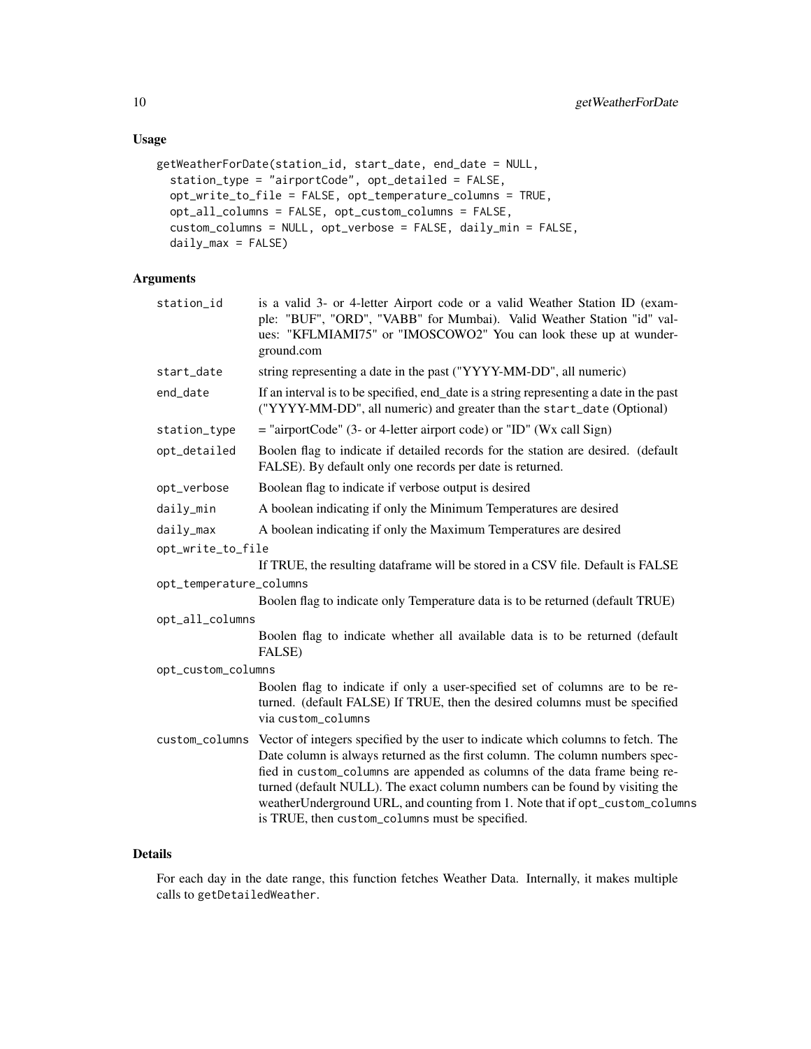## Usage

```
getWeatherForDate(station_id, start_date, end_date = NULL,
  station_type = "airportCode", opt_detailed = FALSE,
  opt_write_to_file = FALSE, opt_temperature_columns = TRUE,
  opt_all_columns = FALSE, opt_custom_columns = FALSE,
  custom_columns = NULL, opt_verbose = FALSE, daily_min = FALSE,
  daily_max = FALSE)
```

## Arguments

| | |
|---|---|
| `station_id` | is a valid 3- or 4-letter Airport code or a valid Weather Station ID (example: "BUF", "ORD", "VABB" for Mumbai). Valid Weather Station "id" values: "KFLMIAMI75" or "IMOSCOWO2" You can look these up at wunderground.com |
| `start_date` | string representing a date in the past ("YYYY-MM-DD", all numeric) |
| `end_date` | If an interval is to be specified, end_date is a string representing a date in the past ("YYYY-MM-DD", all numeric) and greater than the `start_date` (Optional) |
| `station_type` | = "airportCode" (3- or 4-letter airport code) or "ID" (Wx call Sign) |
| `opt_detailed` | Boolen flag to indicate if detailed records for the station are desired. (default FALSE). By default only one records per date is returned. |
| `opt_verbose` | Boolean flag to indicate if verbose output is desired |
| `daily_min` | A boolean indicating if only the Minimum Temperatures are desired |
| `daily_max` | A boolean indicating if only the Maximum Temperatures are desired |
| `opt_write_to_file` | If TRUE, the resulting dataframe will be stored in a CSV file. Default is FALSE |
| `opt_temperature_columns` | Boolen flag to indicate only Temperature data is to be returned (default TRUE) |
| `opt_all_columns` | Boolen flag to indicate whether all available data is to be returned (default FALSE) |
| `opt_custom_columns` | Boolen flag to indicate if only a user-specified set of columns are to be returned. (default FALSE) If TRUE, then the desired columns must be specified via `custom_columns` |
| `custom_columns` | Vector of integers specified by the user to indicate which columns to fetch. The Date column is always returned as the first column. The column numbers specfied in `custom_columns` are appended as columns of the data frame being returned (default NULL). The exact column numbers can be found by visiting the weatherUnderground URL, and counting from 1. Note that if `opt_custom_columns` is TRUE, then `custom_columns` must be specified. |

## Details

For each day in the date range, this function fetches Weather Data. Internally, it makes multiple calls to `getDetailedWeather`.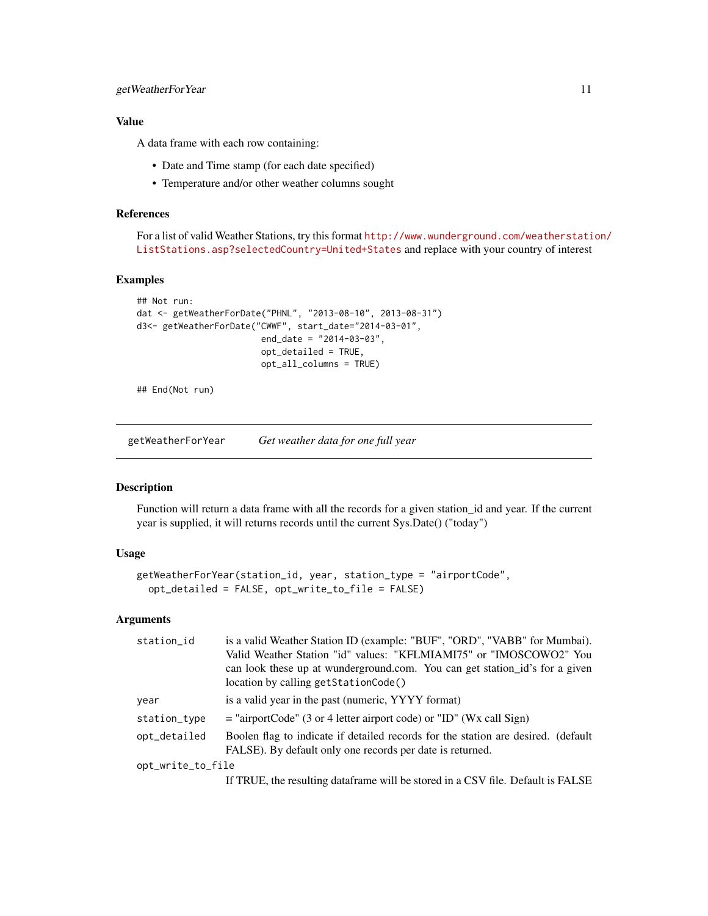### Value

A data frame with each row containing:

- Date and Time stamp (for each date specified)
- Temperature and/or other weather columns sought

### References

For a list of valid Weather Stations, try this format http://www.wunderground.com/weatherstation/ListStations.asp?selectedCountry=United+States and replace with your country of interest

### Examples

```
## Not run:
dat <- getWeatherForDate("PHNL", "2013-08-10", 2013-08-31")
d3<- getWeatherForDate("CWWF", start_date="2014-03-01",
                       end_date = "2014-03-03",
                       opt_detailed = TRUE,
                       opt_all_columns = TRUE)

## End(Not run)
```

---

## getWeatherForYear — *Get weather data for one full year*

### Description

Function will return a data frame with all the records for a given station_id and year. If the current year is supplied, it will returns records until the current Sys.Date() ("today")

### Usage

```
getWeatherForYear(station_id, year, station_type = "airportCode",
  opt_detailed = FALSE, opt_write_to_file = FALSE)
```

### Arguments

| Argument | Description |
|---|---|
| `station_id` | is a valid Weather Station ID (example: "BUF", "ORD", "VABB" for Mumbai). Valid Weather Station "id" values: "KFLMIAMI75" or "IMOSCOWO2" You can look these up at wunderground.com. You can get station_id's for a given location by calling `getStationCode()` |
| `year` | is a valid year in the past (numeric, YYYY format) |
| `station_type` | = "airportCode" (3 or 4 letter airport code) or "ID" (Wx call Sign) |
| `opt_detailed` | Boolen flag to indicate if detailed records for the station are desired. (default FALSE). By default only one records per date is returned. |
| `opt_write_to_file` | If TRUE, the resulting dataframe will be stored in a CSV file. Default is FALSE |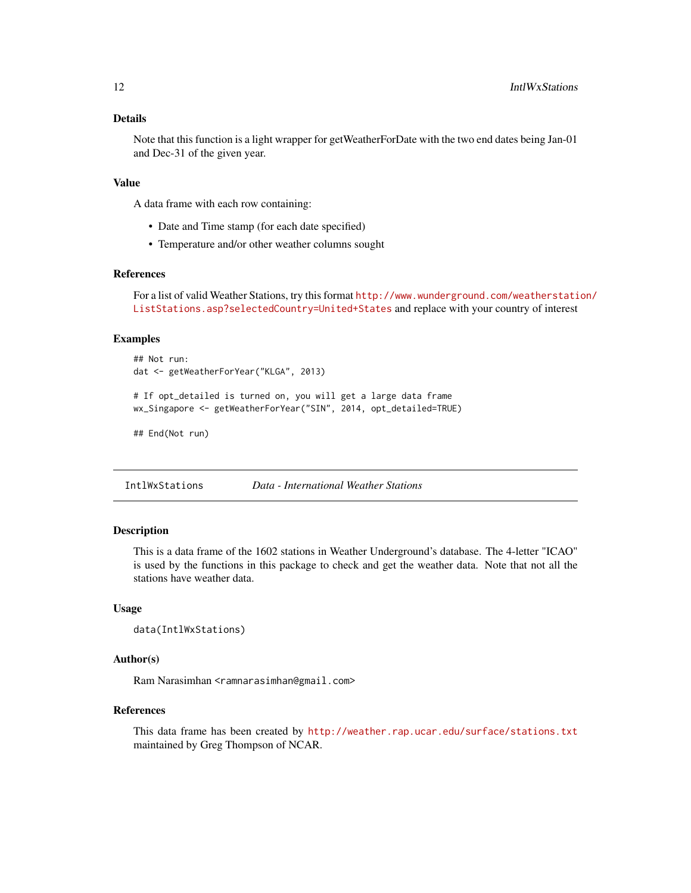### Details

Note that this function is a light wrapper for getWeatherForDate with the two end dates being Jan-01 and Dec-31 of the given year.

### Value

A data frame with each row containing:

- Date and Time stamp (for each date specified)
- Temperature and/or other weather columns sought

### References

For a list of valid Weather Stations, try this format http://www.wunderground.com/weatherstation/ListStations.asp?selectedCountry=United+States and replace with your country of interest

### Examples

```
## Not run:
dat <- getWeatherForYear("KLGA", 2013)

# If opt_detailed is turned on, you will get a large data frame
wx_Singapore <- getWeatherForYear("SIN", 2014, opt_detailed=TRUE)

## End(Not run)
```

---

## IntlWxStations *Data - International Weather Stations*

### Description

This is a data frame of the 1602 stations in Weather Underground's database. The 4-letter "ICAO" is used by the functions in this package to check and get the weather data. Note that not all the stations have weather data.

### Usage

```
data(IntlWxStations)
```

### Author(s)

Ram Narasimhan <ramnarasimhan@gmail.com>

### References

This data frame has been created by http://weather.rap.ucar.edu/surface/stations.txt maintained by Greg Thompson of NCAR.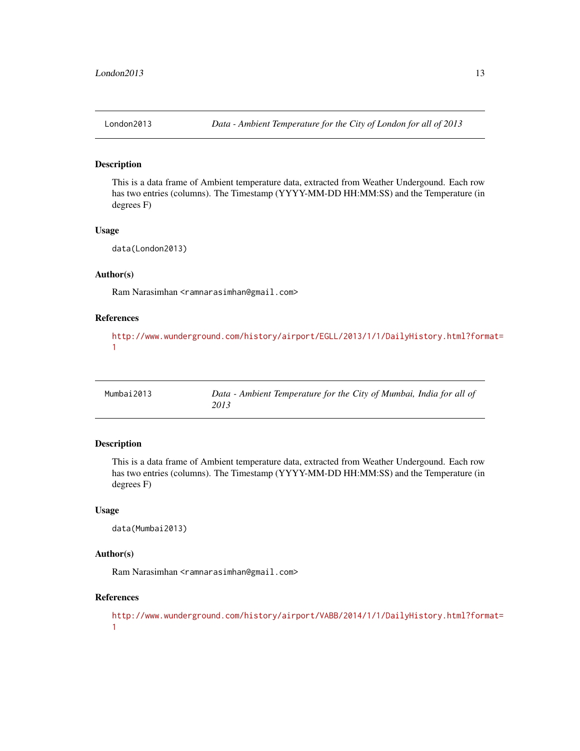## London2013 — *Data - Ambient Temperature for the City of London for all of 2013*

### Description

This is a data frame of Ambient temperature data, extracted from Weather Undergound. Each row has two entries (columns). The Timestamp (YYYY-MM-DD HH:MM:SS) and the Temperature (in degrees F)

### Usage

```
data(London2013)
```

### Author(s)

Ram Narasimhan <ramnarasimhan@gmail.com>

### References

http://www.wunderground.com/history/airport/EGLL/2013/1/1/DailyHistory.html?format=1

## Mumbai2013 — *Data - Ambient Temperature for the City of Mumbai, India for all of 2013*

### Description

This is a data frame of Ambient temperature data, extracted from Weather Undergound. Each row has two entries (columns). The Timestamp (YYYY-MM-DD HH:MM:SS) and the Temperature (in degrees F)

### Usage

```
data(Mumbai2013)
```

### Author(s)

Ram Narasimhan <ramnarasimhan@gmail.com>

### References

http://www.wunderground.com/history/airport/VABB/2014/1/1/DailyHistory.html?format=1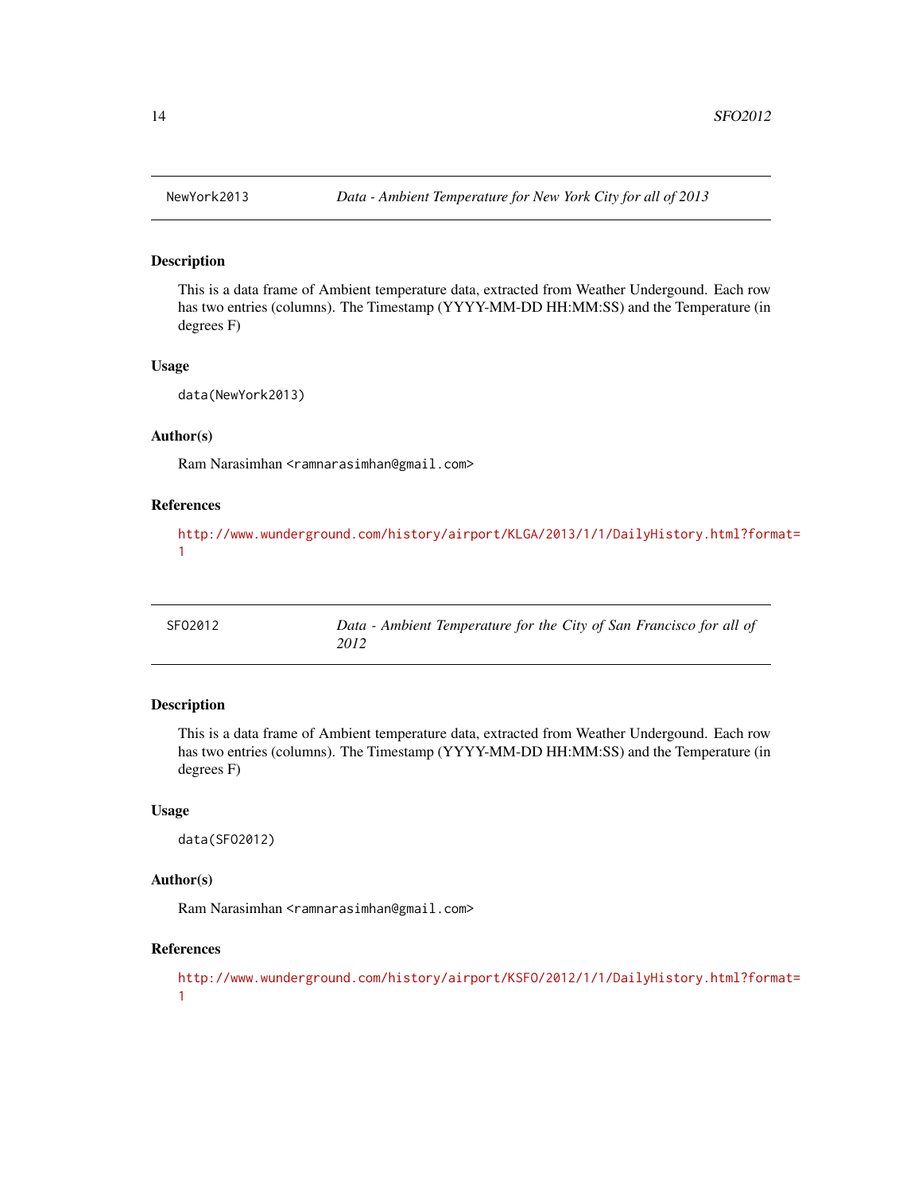## NewYork2013 — *Data - Ambient Temperature for New York City for all of 2013*

### Description

This is a data frame of Ambient temperature data, extracted from Weather Undergound. Each row has two entries (columns). The Timestamp (YYYY-MM-DD HH:MM:SS) and the Temperature (in degrees F)

### Usage

```
data(NewYork2013)
```

### Author(s)

Ram Narasimhan <ramnarasimhan@gmail.com>

### References

http://www.wunderground.com/history/airport/KLGA/2013/1/1/DailyHistory.html?format=1

## SFO2012 — *Data - Ambient Temperature for the City of San Francisco for all of 2012*

### Description

This is a data frame of Ambient temperature data, extracted from Weather Undergound. Each row has two entries (columns). The Timestamp (YYYY-MM-DD HH:MM:SS) and the Temperature (in degrees F)

### Usage

```
data(SFO2012)
```

### Author(s)

Ram Narasimhan <ramnarasimhan@gmail.com>

### References

http://www.wunderground.com/history/airport/KSFO/2012/1/1/DailyHistory.html?format=1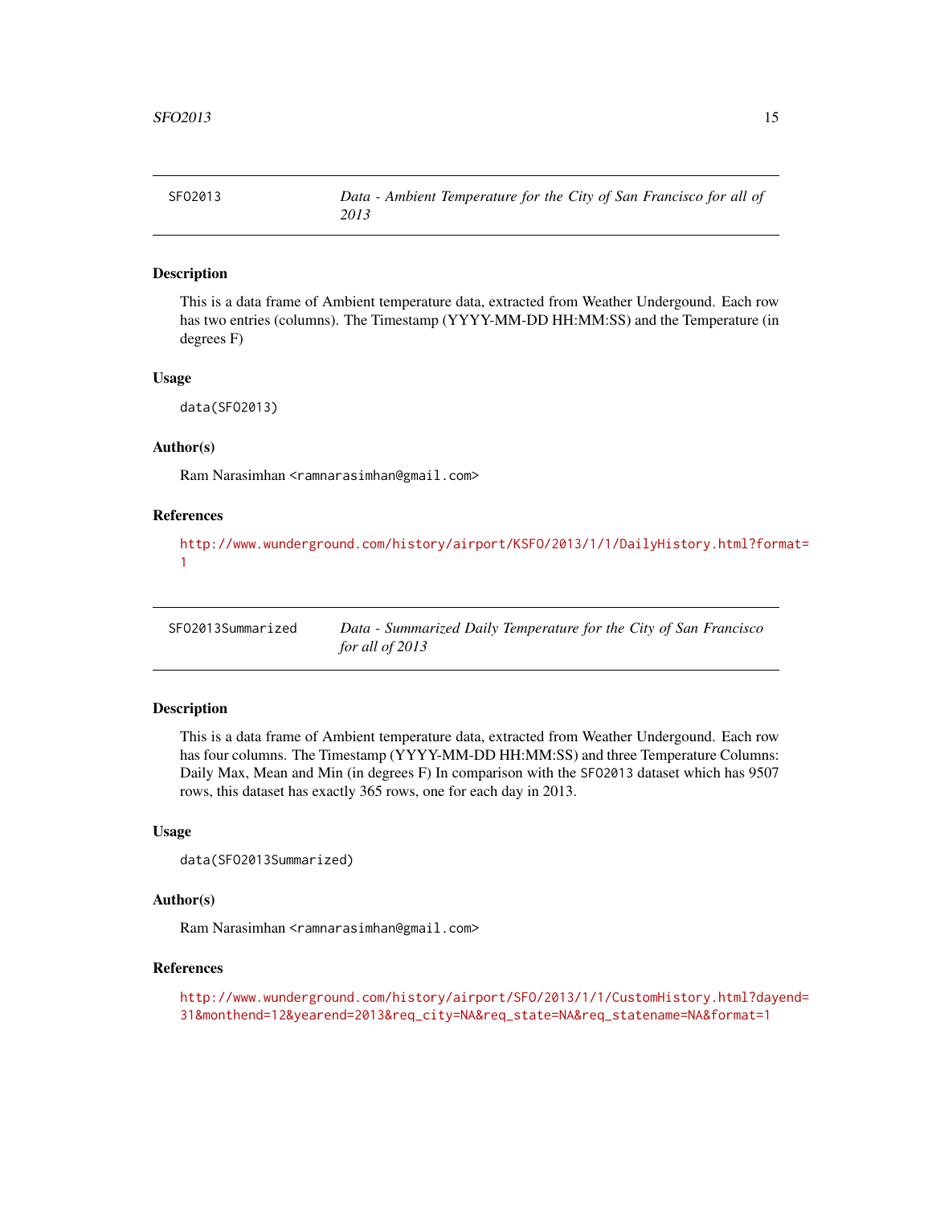## SFO2013 — *Data - Ambient Temperature for the City of San Francisco for all of 2013*

### Description

This is a data frame of Ambient temperature data, extracted from Weather Undergound. Each row has two entries (columns). The Timestamp (YYYY-MM-DD HH:MM:SS) and the Temperature (in degrees F)

### Usage

```
data(SFO2013)
```

### Author(s)

Ram Narasimhan <ramnarasimhan@gmail.com>

### References

http://www.wunderground.com/history/airport/KSFO/2013/1/1/DailyHistory.html?format=1

## SFO2013Summarized — *Data - Summarized Daily Temperature for the City of San Francisco for all of 2013*

### Description

This is a data frame of Ambient temperature data, extracted from Weather Undergound. Each row has four columns. The Timestamp (YYYY-MM-DD HH:MM:SS) and three Temperature Columns: Daily Max, Mean and Min (in degrees F) In comparison with the `SFO2013` dataset which has 9507 rows, this dataset has exactly 365 rows, one for each day in 2013.

### Usage

```
data(SFO2013Summarized)
```

### Author(s)

Ram Narasimhan <ramnarasimhan@gmail.com>

### References

http://www.wunderground.com/history/airport/SFO/2013/1/1/CustomHistory.html?dayend=31&monthend=12&yearend=2013&req_city=NA&req_state=NA&req_statename=NA&format=1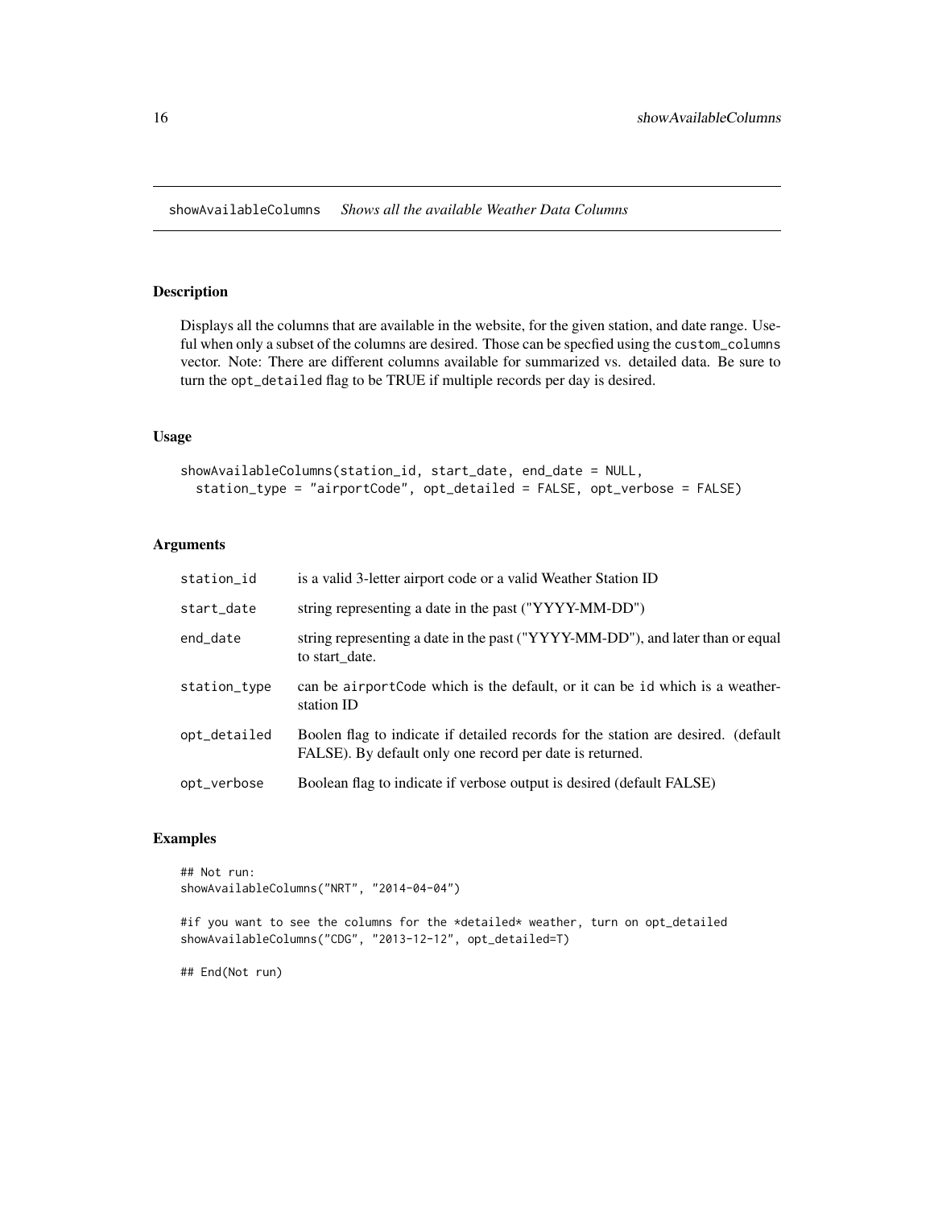## showAvailableColumns — *Shows all the available Weather Data Columns*

### Description

Displays all the columns that are available in the website, for the given station, and date range. Useful when only a subset of the columns are desired. Those can be specfied using the `custom_columns` vector. Note: There are different columns available for summarized vs. detailed data. Be sure to turn the `opt_detailed` flag to be TRUE if multiple records per day is desired.

### Usage

```
showAvailableColumns(station_id, start_date, end_date = NULL,
  station_type = "airportCode", opt_detailed = FALSE, opt_verbose = FALSE)
```

### Arguments

| | |
|---|---|
| `station_id` | is a valid 3-letter airport code or a valid Weather Station ID |
| `start_date` | string representing a date in the past ("YYYY-MM-DD") |
| `end_date` | string representing a date in the past ("YYYY-MM-DD"), and later than or equal to start_date. |
| `station_type` | can be `airportCode` which is the default, or it can be `id` which is a weather-station ID |
| `opt_detailed` | Boolen flag to indicate if detailed records for the station are desired. (default FALSE). By default only one record per date is returned. |
| `opt_verbose` | Boolean flag to indicate if verbose output is desired (default FALSE) |

### Examples

```
## Not run:
showAvailableColumns("NRT", "2014-04-04")

#if you want to see the columns for the *detailed* weather, turn on opt_detailed
showAvailableColumns("CDG", "2013-12-12", opt_detailed=T)

## End(Not run)
```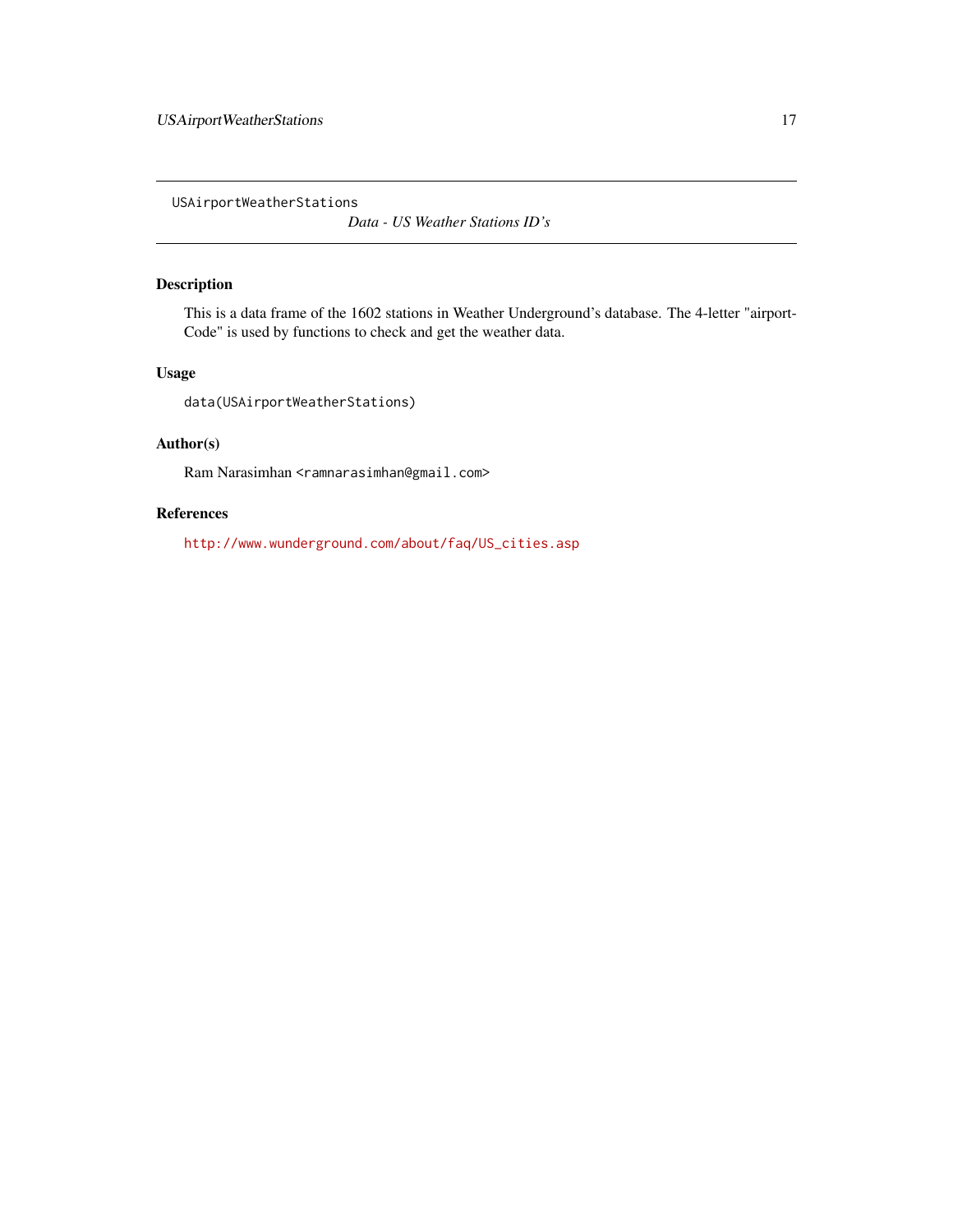USAirportWeatherStations

*Data - US Weather Stations ID's*

## Description

This is a data frame of the 1602 stations in Weather Underground's database. The 4-letter "airportCode" is used by functions to check and get the weather data.

## Usage

```
data(USAirportWeatherStations)
```

## Author(s)

Ram Narasimhan <ramnarasimhan@gmail.com>

## References

http://www.wunderground.com/about/faq/US_cities.asp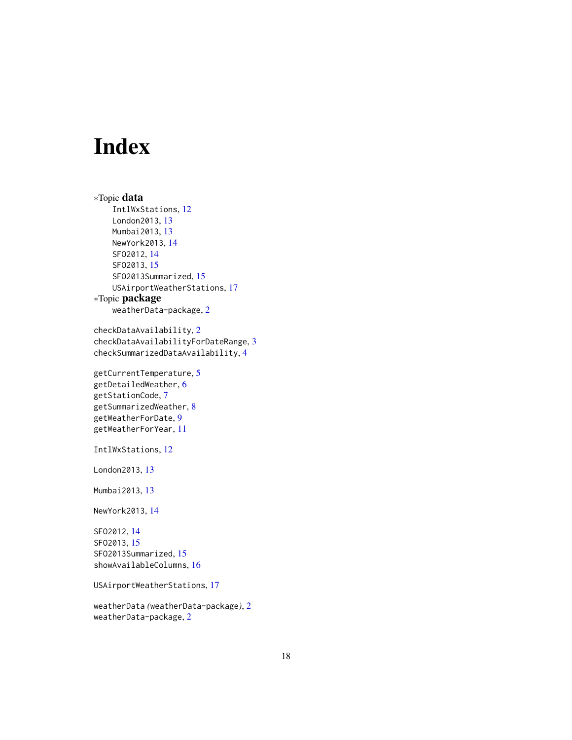# Index

∗Topic **data**

- IntlWxStations, 12
- London2013, 13
- Mumbai2013, 13
- NewYork2013, 14
- SFO2012, 14
- SFO2013, 15
- SFO2013Summarized, 15
- USAirportWeatherStations, 17

∗Topic **package**

- weatherData-package, 2

checkDataAvailability, 2
checkDataAvailabilityForDateRange, 3
checkSummarizedDataAvailability, 4

getCurrentTemperature, 5
getDetailedWeather, 6
getStationCode, 7
getSummarizedWeather, 8
getWeatherForDate, 9
getWeatherForYear, 11

IntlWxStations, 12

London2013, 13

Mumbai2013, 13

NewYork2013, 14

SFO2012, 14
SFO2013, 15
SFO2013Summarized, 15
showAvailableColumns, 16

USAirportWeatherStations, 17

weatherData *(weatherData-package)*, 2
weatherData-package, 2